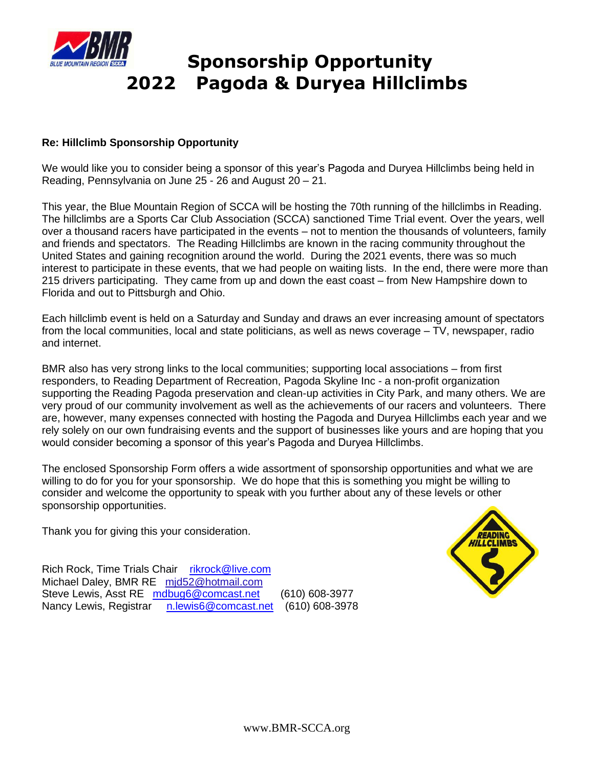# Sponsorship Opportunity
# 2022 Pagoda & Duryea Hillclimbs

**Re: Hillclimb Sponsorship Opportunity**

We would like you to consider being a sponsor of this year's Pagoda and Duryea Hillclimbs being held in Reading, Pennsylvania on June 25 - 26 and August 20 – 21.

This year, the Blue Mountain Region of SCCA will be hosting the 70th running of the hillclimbs in Reading. The hillclimbs are a Sports Car Club Association (SCCA) sanctioned Time Trial event. Over the years, well over a thousand racers have participated in the events – not to mention the thousands of volunteers, family and friends and spectators. The Reading Hillclimbs are known in the racing community throughout the United States and gaining recognition around the world. During the 2021 events, there was so much interest to participate in these events, that we had people on waiting lists. In the end, there were more than 215 drivers participating. They came from up and down the east coast – from New Hampshire down to Florida and out to Pittsburgh and Ohio.

Each hillclimb event is held on a Saturday and Sunday and draws an ever increasing amount of spectators from the local communities, local and state politicians, as well as news coverage – TV, newspaper, radio and internet.

BMR also has very strong links to the local communities; supporting local associations – from first responders, to Reading Department of Recreation, Pagoda Skyline Inc - a non-profit organization supporting the Reading Pagoda preservation and clean-up activities in City Park, and many others. We are very proud of our community involvement as well as the achievements of our racers and volunteers. There are, however, many expenses connected with hosting the Pagoda and Duryea Hillclimbs each year and we rely solely on our own fundraising events and the support of businesses like yours and are hoping that you would consider becoming a sponsor of this year's Pagoda and Duryea Hillclimbs.

The enclosed Sponsorship Form offers a wide assortment of sponsorship opportunities and what we are willing to do for you for your sponsorship. We do hope that this is something you might be willing to consider and welcome the opportunity to speak with you further about any of these levels or other sponsorship opportunities.

Thank you for giving this your consideration.

Rich Rock, Time Trials Chair rikrock@live.com
Michael Daley, BMR RE mjd52@hotmail.com
Steve Lewis, Asst RE mdbug6@comcast.net (610) 608-3977
Nancy Lewis, Registrar n.lewis6@comcast.net (610) 608-3978

www.BMR-SCCA.org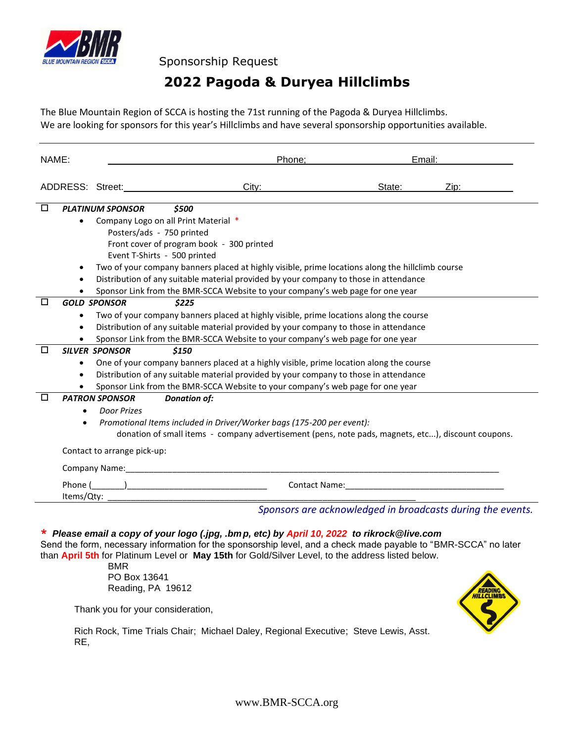Sponsorship Request

# 2022 Pagoda & Duryea Hillclimbs

The Blue Mountain Region of SCCA is hosting the 71st running of the Pagoda & Duryea Hillclimbs.
We are looking for sponsors for this year's Hillclimbs and have several sponsorship opportunities available.

NAME: \_\_\_\_\_\_\_\_\_\_\_\_\_\_\_\_ Phone: \_\_\_\_\_\_\_\_\_\_\_\_\_\_\_\_ Email: \_\_\_\_\_\_\_\_\_\_\_\_\_\_\_\_

ADDRESS: Street: \_\_\_\_\_\_\_\_\_\_\_\_\_\_\_\_ City: \_\_\_\_\_\_\_\_\_\_\_\_\_\_\_\_ State: \_\_\_\_\_\_\_\_ Zip: \_\_\_\_\_\_\_\_

☐ ***PLATINUM SPONSOR*** ***$500***

- Company Logo on all Print Material *
  - Posters/ads - 750 printed
  - Front cover of program book - 300 printed
  - Event T-Shirts - 500 printed
- Two of your company banners placed at highly visible, prime locations along the hillclimb course
- Distribution of any suitable material provided by your company to those in attendance
- Sponsor Link from the BMR-SCCA Website to your company's web page for one year

☐ ***GOLD SPONSOR*** ***$225***

- Two of your company banners placed at highly visible, prime locations along the course
- Distribution of any suitable material provided by your company to those in attendance
- Sponsor Link from the BMR-SCCA Website to your company's web page for one year

☐ ***SILVER SPONSOR*** ***$150***

- One of your company banners placed at a highly visible, prime location along the course
- Distribution of any suitable material provided by your company to those in attendance
- Sponsor Link from the BMR-SCCA Website to your company's web page for one year

☐ ***PATRON SPONSOR*** ***Donation of:***

- *Door Prizes*
- *Promotional Items included in Driver/Worker bags (175-200 per event):*
  donation of small items - company advertisement (pens, note pads, magnets, etc...), discount coupons.

Contact to arrange pick-up:

Company Name: \_\_\_\_\_\_\_\_\_\_\_\_\_\_\_\_\_\_\_\_\_\_\_\_\_\_\_\_\_\_\_\_

Phone (\_\_\_\_\_\_\_) \_\_\_\_\_\_\_\_\_\_\_\_\_\_\_\_\_\_\_\_\_\_ Contact Name: \_\_\_\_\_\_\_\_\_\_\_\_\_\_\_\_\_\_\_\_\_\_\_\_
Items/Qty: \_\_\_\_\_\_\_\_\_\_\_\_\_\_\_\_\_\_\_\_\_\_\_\_\_\_\_\_\_\_\_\_

*Sponsors are acknowledged in broadcasts during the events.*

***\* Please email a copy of your logo (.jpg, .bmp, etc) by April 10, 2022 to rikrock@live.com***

Send the form, necessary information for the sponsorship level, and a check made payable to "BMR-SCCA" no later than **April 5th** for Platinum Level or **May 15th** for Gold/Silver Level, to the address listed below.

BMR
PO Box 13641
Reading, PA 19612

Thank you for your consideration,

Rich Rock, Time Trials Chair; Michael Daley, Regional Executive; Steve Lewis, Asst. RE,

www.BMR-SCCA.org